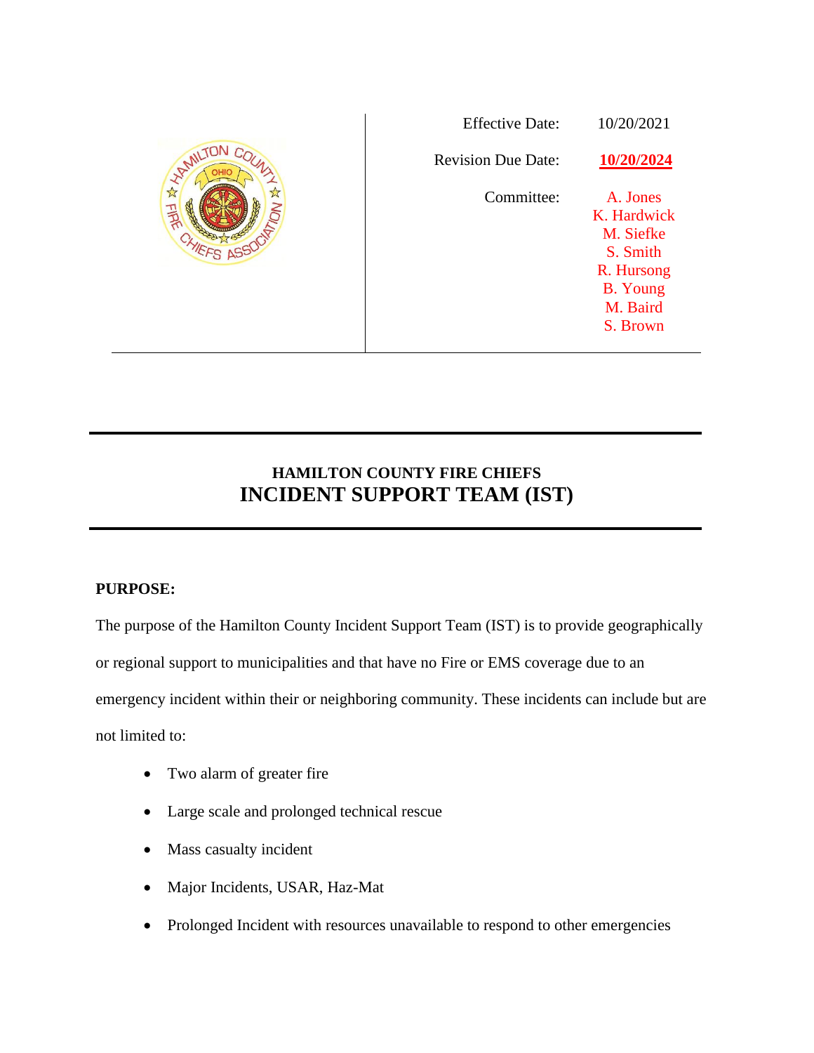| Effective Date: | 10/20/2021 |
|---|---|
| Revision Due Date: | **10/20/2024** |
| Committee: | A. Jones<br>K. Hardwick<br>M. Siefke<br>S. Smith<br>R. Hursong<br>B. Young<br>M. Baird<br>S. Brown |

# HAMILTON COUNTY FIRE CHIEFS
# INCIDENT SUPPORT TEAM (IST)

**PURPOSE:**

The purpose of the Hamilton County Incident Support Team (IST) is to provide geographically or regional support to municipalities and that have no Fire or EMS coverage due to an emergency incident within their or neighboring community. These incidents can include but are not limited to:

- Two alarm of greater fire
- Large scale and prolonged technical rescue
- Mass casualty incident
- Major Incidents, USAR, Haz-Mat
- Prolonged Incident with resources unavailable to respond to other emergencies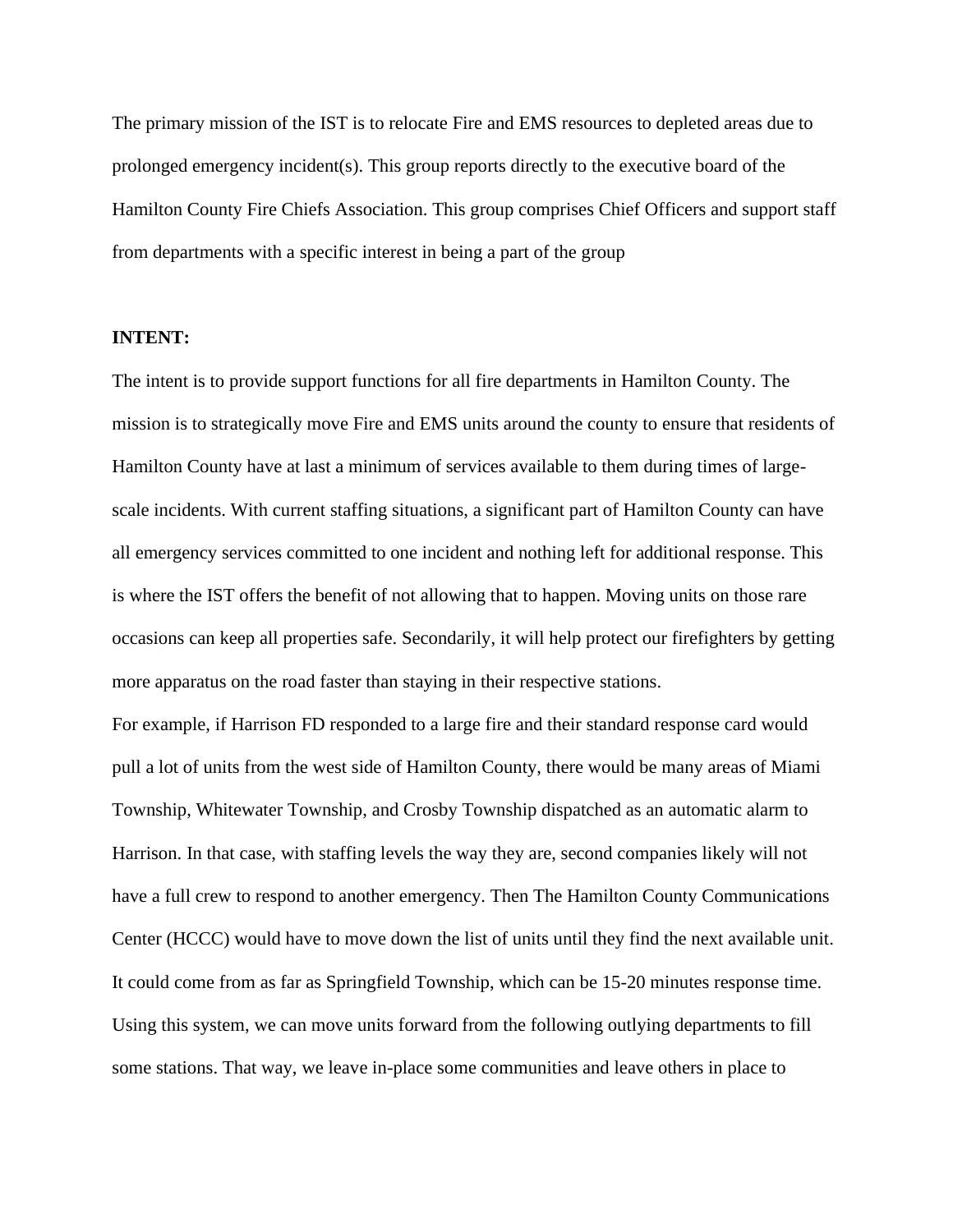The primary mission of the IST is to relocate Fire and EMS resources to depleted areas due to prolonged emergency incident(s). This group reports directly to the executive board of the Hamilton County Fire Chiefs Association. This group comprises Chief Officers and support staff from departments with a specific interest in being a part of the group

**INTENT:**

The intent is to provide support functions for all fire departments in Hamilton County. The mission is to strategically move Fire and EMS units around the county to ensure that residents of Hamilton County have at last a minimum of services available to them during times of large-scale incidents. With current staffing situations, a significant part of Hamilton County can have all emergency services committed to one incident and nothing left for additional response. This is where the IST offers the benefit of not allowing that to happen. Moving units on those rare occasions can keep all properties safe. Secondarily, it will help protect our firefighters by getting more apparatus on the road faster than staying in their respective stations.

For example, if Harrison FD responded to a large fire and their standard response card would pull a lot of units from the west side of Hamilton County, there would be many areas of Miami Township, Whitewater Township, and Crosby Township dispatched as an automatic alarm to Harrison. In that case, with staffing levels the way they are, second companies likely will not have a full crew to respond to another emergency. Then The Hamilton County Communications Center (HCCC) would have to move down the list of units until they find the next available unit. It could come from as far as Springfield Township, which can be 15-20 minutes response time. Using this system, we can move units forward from the following outlying departments to fill some stations. That way, we leave in-place some communities and leave others in place to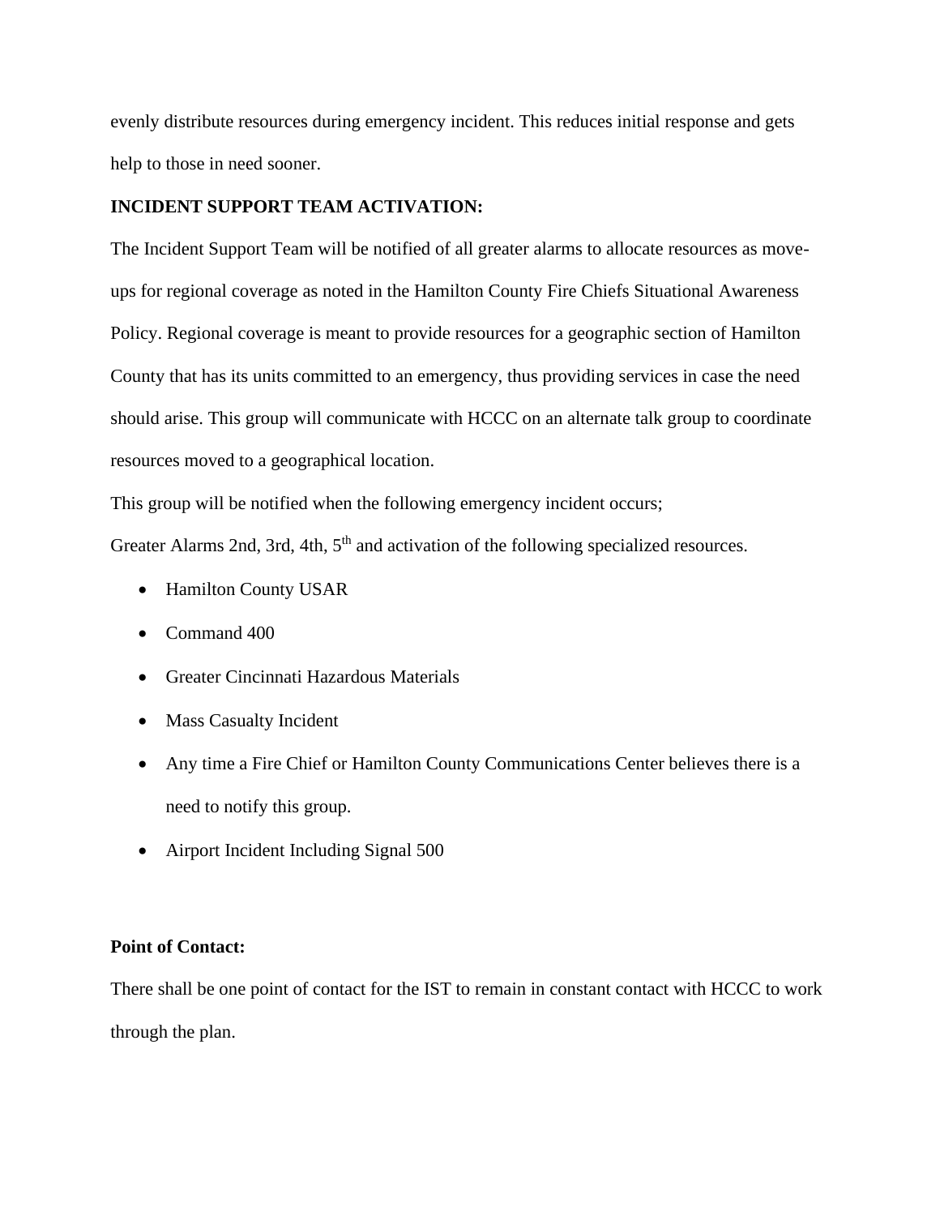evenly distribute resources during emergency incident. This reduces initial response and gets help to those in need sooner.

**INCIDENT SUPPORT TEAM ACTIVATION:**

The Incident Support Team will be notified of all greater alarms to allocate resources as move-ups for regional coverage as noted in the Hamilton County Fire Chiefs Situational Awareness Policy. Regional coverage is meant to provide resources for a geographic section of Hamilton County that has its units committed to an emergency, thus providing services in case the need should arise. This group will communicate with HCCC on an alternate talk group to coordinate resources moved to a geographical location.

This group will be notified when the following emergency incident occurs;

Greater Alarms 2nd, 3rd, 4th, 5th and activation of the following specialized resources.

- Hamilton County USAR
- Command 400
- Greater Cincinnati Hazardous Materials
- Mass Casualty Incident
- Any time a Fire Chief or Hamilton County Communications Center believes there is a need to notify this group.
- Airport Incident Including Signal 500

**Point of Contact:**

There shall be one point of contact for the IST to remain in constant contact with HCCC to work through the plan.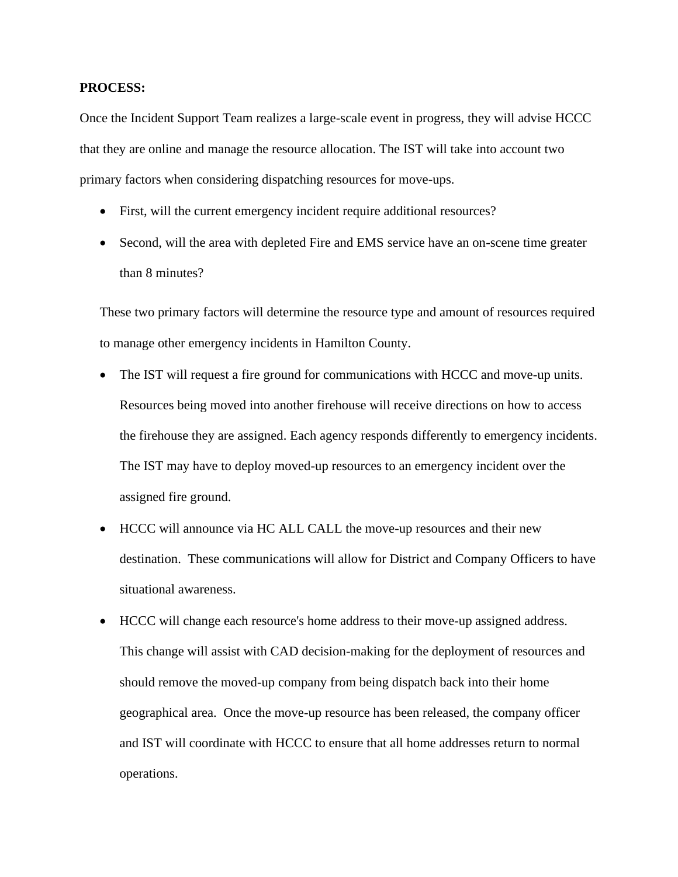**PROCESS:**

Once the Incident Support Team realizes a large-scale event in progress, they will advise HCCC that they are online and manage the resource allocation. The IST will take into account two primary factors when considering dispatching resources for move-ups.

- First, will the current emergency incident require additional resources?
- Second, will the area with depleted Fire and EMS service have an on-scene time greater than 8 minutes?

These two primary factors will determine the resource type and amount of resources required to manage other emergency incidents in Hamilton County.

- The IST will request a fire ground for communications with HCCC and move-up units. Resources being moved into another firehouse will receive directions on how to access the firehouse they are assigned. Each agency responds differently to emergency incidents. The IST may have to deploy moved-up resources to an emergency incident over the assigned fire ground.
- HCCC will announce via HC ALL CALL the move-up resources and their new destination. These communications will allow for District and Company Officers to have situational awareness.
- HCCC will change each resource's home address to their move-up assigned address. This change will assist with CAD decision-making for the deployment of resources and should remove the moved-up company from being dispatch back into their home geographical area. Once the move-up resource has been released, the company officer and IST will coordinate with HCCC to ensure that all home addresses return to normal operations.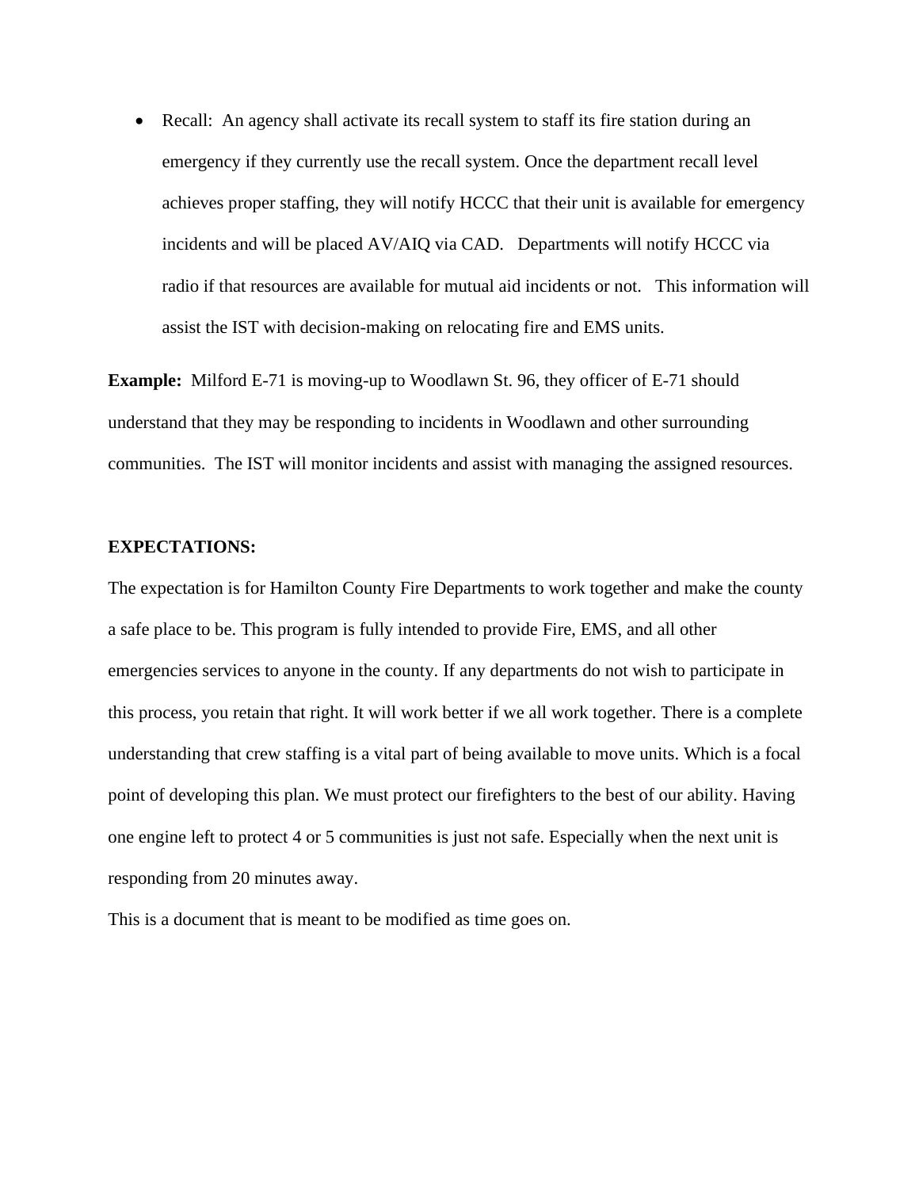- Recall: An agency shall activate its recall system to staff its fire station during an emergency if they currently use the recall system. Once the department recall level achieves proper staffing, they will notify HCCC that their unit is available for emergency incidents and will be placed AV/AIQ via CAD. Departments will notify HCCC via radio if that resources are available for mutual aid incidents or not. This information will assist the IST with decision-making on relocating fire and EMS units.

**Example:** Milford E-71 is moving-up to Woodlawn St. 96, they officer of E-71 should understand that they may be responding to incidents in Woodlawn and other surrounding communities. The IST will monitor incidents and assist with managing the assigned resources.

**EXPECTATIONS:**

The expectation is for Hamilton County Fire Departments to work together and make the county a safe place to be. This program is fully intended to provide Fire, EMS, and all other emergencies services to anyone in the county. If any departments do not wish to participate in this process, you retain that right. It will work better if we all work together. There is a complete understanding that crew staffing is a vital part of being available to move units. Which is a focal point of developing this plan. We must protect our firefighters to the best of our ability. Having one engine left to protect 4 or 5 communities is just not safe. Especially when the next unit is responding from 20 minutes away.

This is a document that is meant to be modified as time goes on.